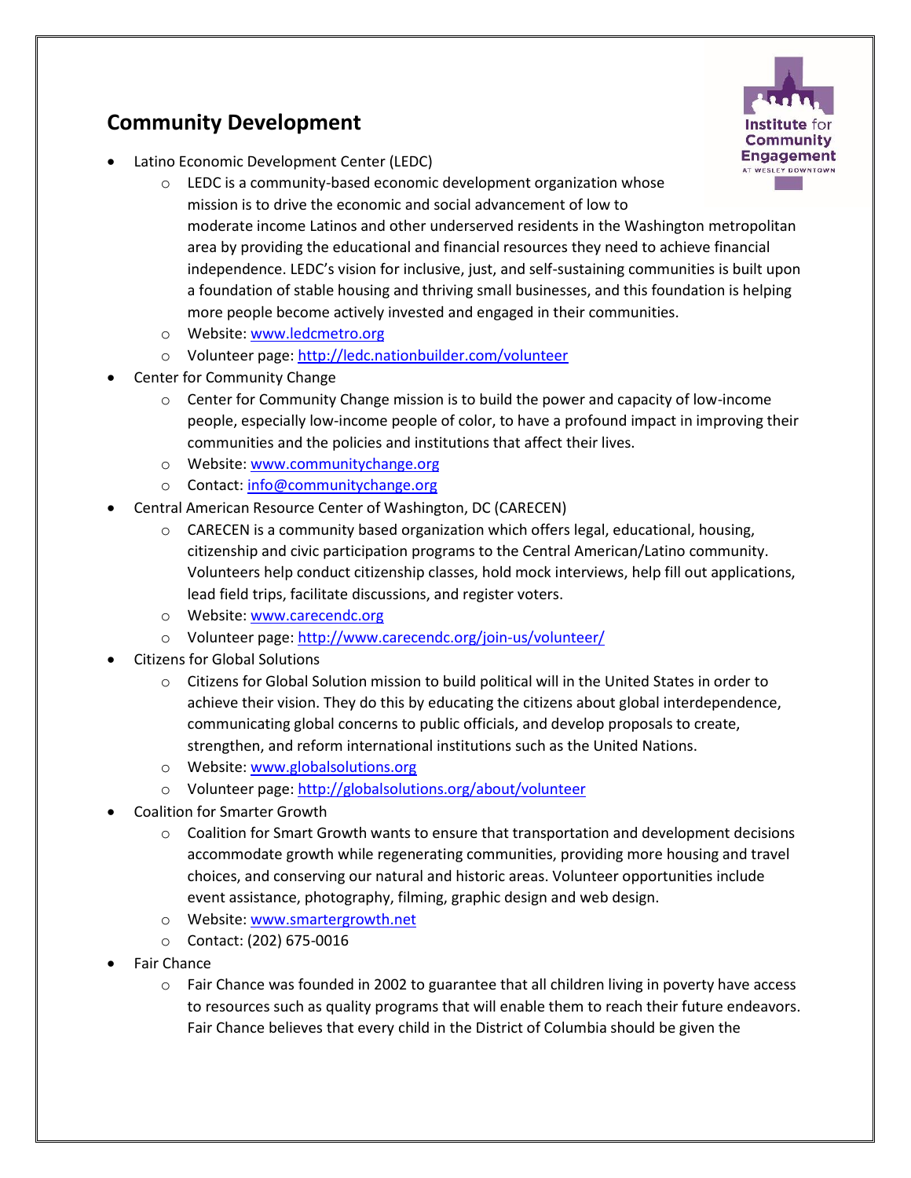## Community Development

- Latino Economic Development Center (LEDC)
    - LEDC is a community-based economic development organization whose mission is to drive the economic and social advancement of low to moderate income Latinos and other underserved residents in the Washington metropolitan area by providing the educational and financial resources they need to achieve financial independence. LEDC's vision for inclusive, just, and self-sustaining communities is built upon a foundation of stable housing and thriving small businesses, and this foundation is helping more people become actively invested and engaged in their communities.
    - Website: [www.ledcmetro.org](http://www.ledcmetro.org)
    - Volunteer page: [http://ledc.nationbuilder.com/volunteer](http://ledc.nationbuilder.com/volunteer)
- Center for Community Change
    - Center for Community Change mission is to build the power and capacity of low-income people, especially low-income people of color, to have a profound impact in improving their communities and the policies and institutions that affect their lives.
    - Website: [www.communitychange.org](http://www.communitychange.org)
    - Contact: [info@communitychange.org](mailto:info@communitychange.org)
- Central American Resource Center of Washington, DC (CARECEN)
    - CARECEN is a community based organization which offers legal, educational, housing, citizenship and civic participation programs to the Central American/Latino community. Volunteers help conduct citizenship classes, hold mock interviews, help fill out applications, lead field trips, facilitate discussions, and register voters.
    - Website: [www.carecendc.org](http://www.carecendc.org)
    - Volunteer page: [http://www.carecendc.org/join-us/volunteer/](http://www.carecendc.org/join-us/volunteer/)
- Citizens for Global Solutions
    - Citizens for Global Solution mission to build political will in the United States in order to achieve their vision. They do this by educating the citizens about global interdependence, communicating global concerns to public officials, and develop proposals to create, strengthen, and reform international institutions such as the United Nations.
    - Website: [www.globalsolutions.org](http://www.globalsolutions.org)
    - Volunteer page: [http://globalsolutions.org/about/volunteer](http://globalsolutions.org/about/volunteer)
- Coalition for Smarter Growth
    - Coalition for Smart Growth wants to ensure that transportation and development decisions accommodate growth while regenerating communities, providing more housing and travel choices, and conserving our natural and historic areas. Volunteer opportunities include event assistance, photography, filming, graphic design and web design.
    - Website: [www.smartergrowth.net](http://www.smartergrowth.net)
    - Contact: (202) 675-0016
- Fair Chance
    - Fair Chance was founded in 2002 to guarantee that all children living in poverty have access to resources such as quality programs that will enable them to reach their future endeavors. Fair Chance believes that every child in the District of Columbia should be given the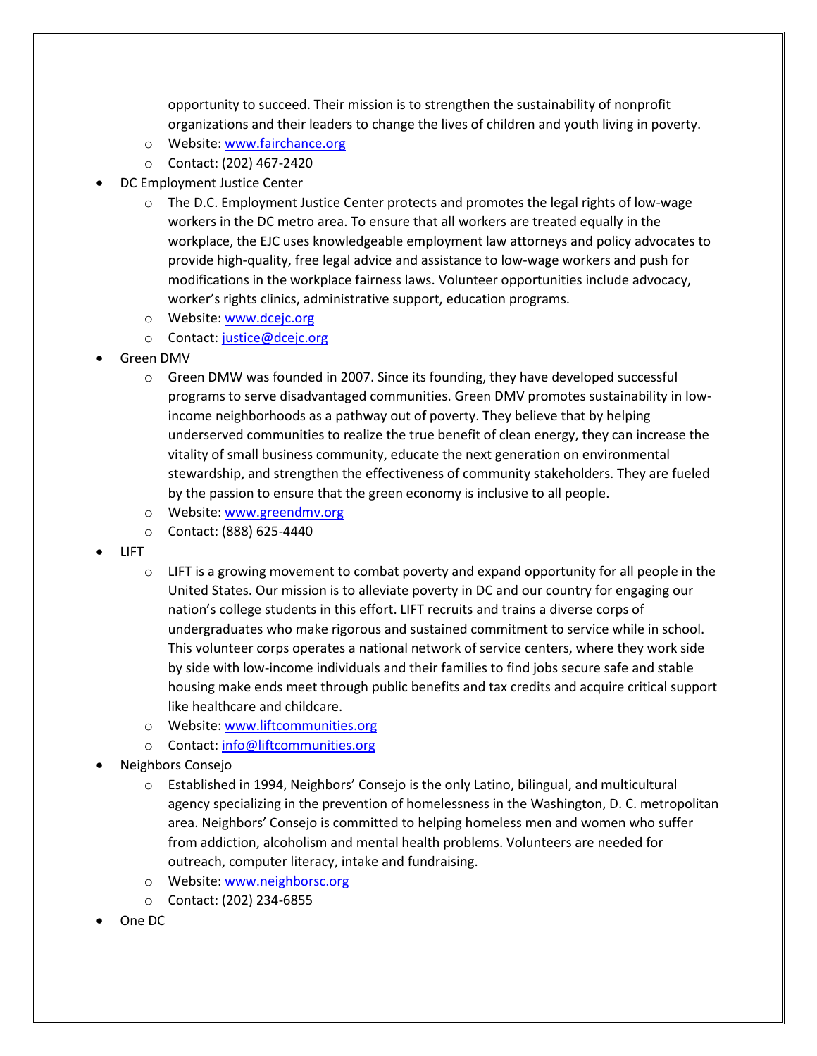opportunity to succeed. Their mission is to strengthen the sustainability of nonprofit organizations and their leaders to change the lives of children and youth living in poverty.
  - Website: [www.fairchance.org](http://www.fairchance.org)
  - Contact: (202) 467-2420
- DC Employment Justice Center
  - The D.C. Employment Justice Center protects and promotes the legal rights of low-wage workers in the DC metro area. To ensure that all workers are treated equally in the workplace, the EJC uses knowledgeable employment law attorneys and policy advocates to provide high-quality, free legal advice and assistance to low-wage workers and push for modifications in the workplace fairness laws. Volunteer opportunities include advocacy, worker's rights clinics, administrative support, education programs.
  - Website: [www.dcejc.org](http://www.dcejc.org)
  - Contact: [justice@dcejc.org](mailto:justice@dcejc.org)
- Green DMV
  - Green DMW was founded in 2007. Since its founding, they have developed successful programs to serve disadvantaged communities. Green DMV promotes sustainability in low-income neighborhoods as a pathway out of poverty. They believe that by helping underserved communities to realize the true benefit of clean energy, they can increase the vitality of small business community, educate the next generation on environmental stewardship, and strengthen the effectiveness of community stakeholders. They are fueled by the passion to ensure that the green economy is inclusive to all people.
  - Website: [www.greendmv.org](http://www.greendmv.org)
  - Contact: (888) 625-4440
- LIFT
  - LIFT is a growing movement to combat poverty and expand opportunity for all people in the United States. Our mission is to alleviate poverty in DC and our country for engaging our nation's college students in this effort. LIFT recruits and trains a diverse corps of undergraduates who make rigorous and sustained commitment to service while in school. This volunteer corps operates a national network of service centers, where they work side by side with low-income individuals and their families to find jobs secure safe and stable housing make ends meet through public benefits and tax credits and acquire critical support like healthcare and childcare.
  - Website: [www.liftcommunities.org](http://www.liftcommunities.org)
  - Contact: [info@liftcommunities.org](mailto:info@liftcommunities.org)
- Neighbors Consejo
  - Established in 1994, Neighbors' Consejo is the only Latino, bilingual, and multicultural agency specializing in the prevention of homelessness in the Washington, D. C. metropolitan area. Neighbors' Consejo is committed to helping homeless men and women who suffer from addiction, alcoholism and mental health problems. Volunteers are needed for outreach, computer literacy, intake and fundraising.
  - Website: [www.neighborsc.org](http://www.neighborsc.org)
  - Contact: (202) 234-6855
- One DC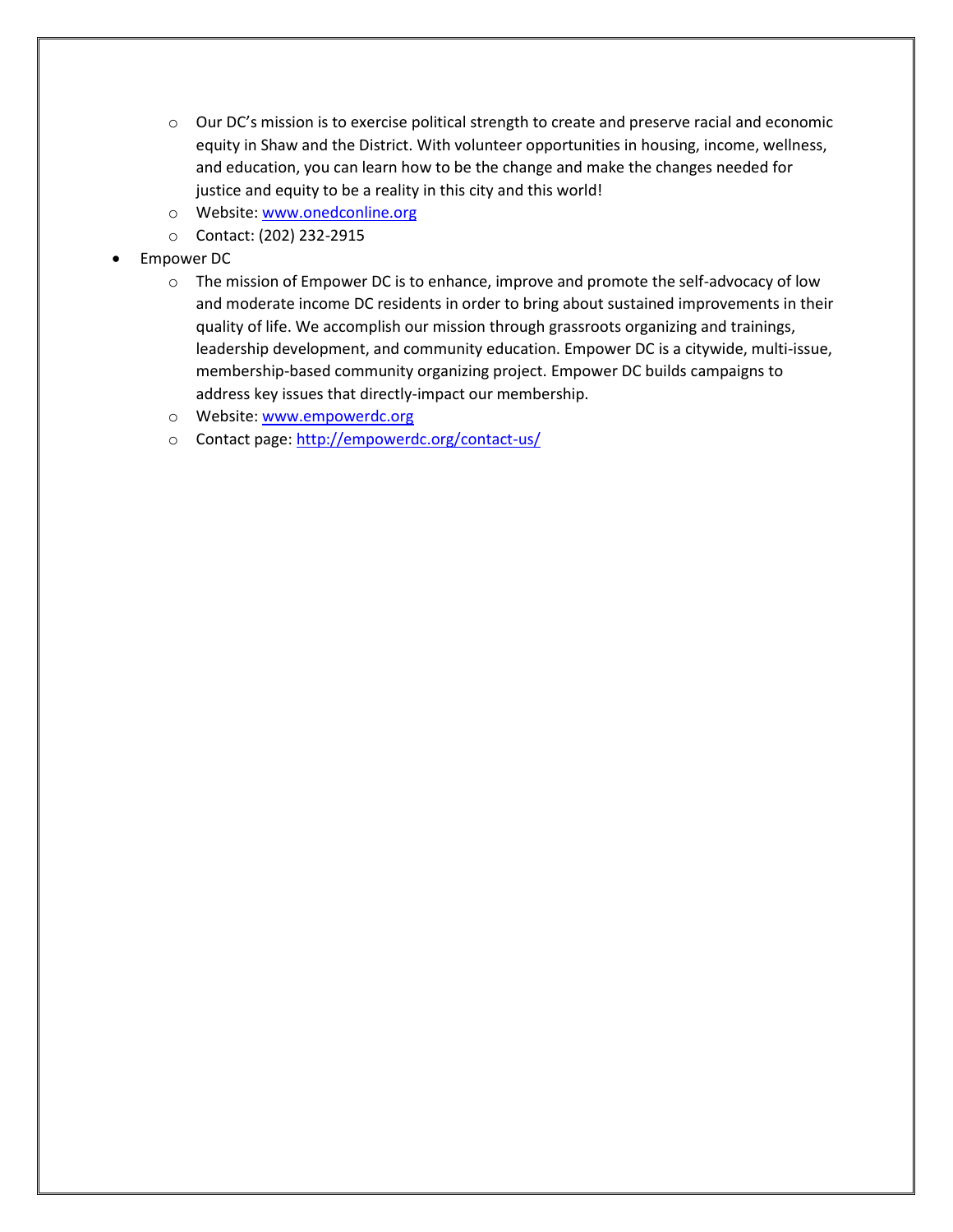- Our DC's mission is to exercise political strength to create and preserve racial and economic equity in Shaw and the District. With volunteer opportunities in housing, income, wellness, and education, you can learn how to be the change and make the changes needed for justice and equity to be a reality in this city and this world!
    - Website: www.onedconline.org
    - Contact: (202) 232-2915
- Empower DC
    - The mission of Empower DC is to enhance, improve and promote the self-advocacy of low and moderate income DC residents in order to bring about sustained improvements in their quality of life. We accomplish our mission through grassroots organizing and trainings, leadership development, and community education. Empower DC is a citywide, multi-issue, membership-based community organizing project. Empower DC builds campaigns to address key issues that directly-impact our membership.
    - Website: www.empowerdc.org
    - Contact page: http://empowerdc.org/contact-us/